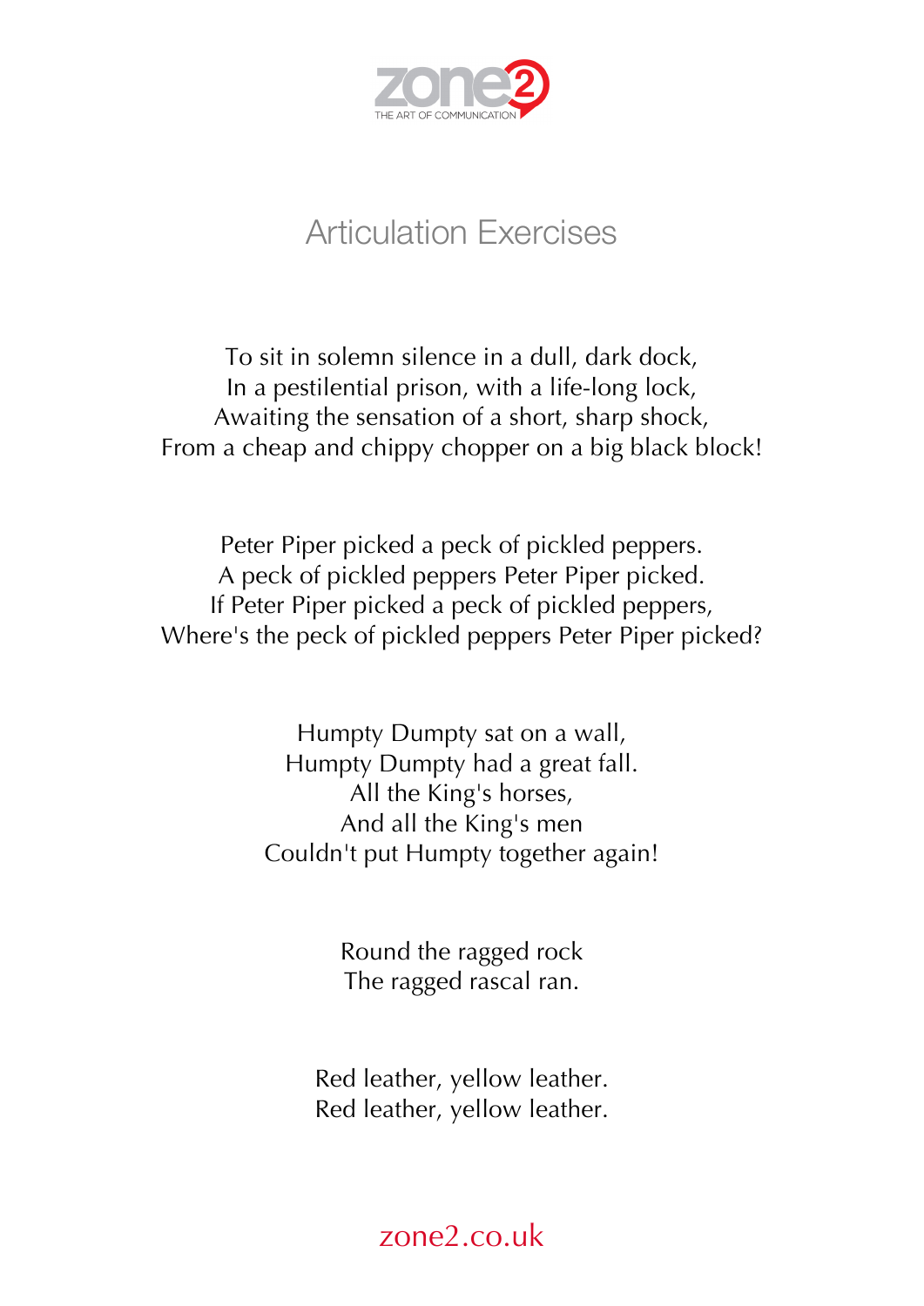zone2

THE ART OF COMMUNICATION

# Articulation Exercises

To sit in solemn silence in a dull, dark dock,  
In a pestilential prison, with a life-long lock,  
Awaiting the sensation of a short, sharp shock,  
From a cheap and chippy chopper on a big black block!

Peter Piper picked a peck of pickled peppers.  
A peck of pickled peppers Peter Piper picked.  
If Peter Piper picked a peck of pickled peppers,  
Where's the peck of pickled peppers Peter Piper picked?

Humpty Dumpty sat on a wall,  
Humpty Dumpty had a great fall.  
All the King's horses,  
And all the King's men  
Couldn't put Humpty together again!

Round the ragged rock  
The ragged rascal ran.

Red leather, yellow leather.  
Red leather, yellow leather.

zone2.co.uk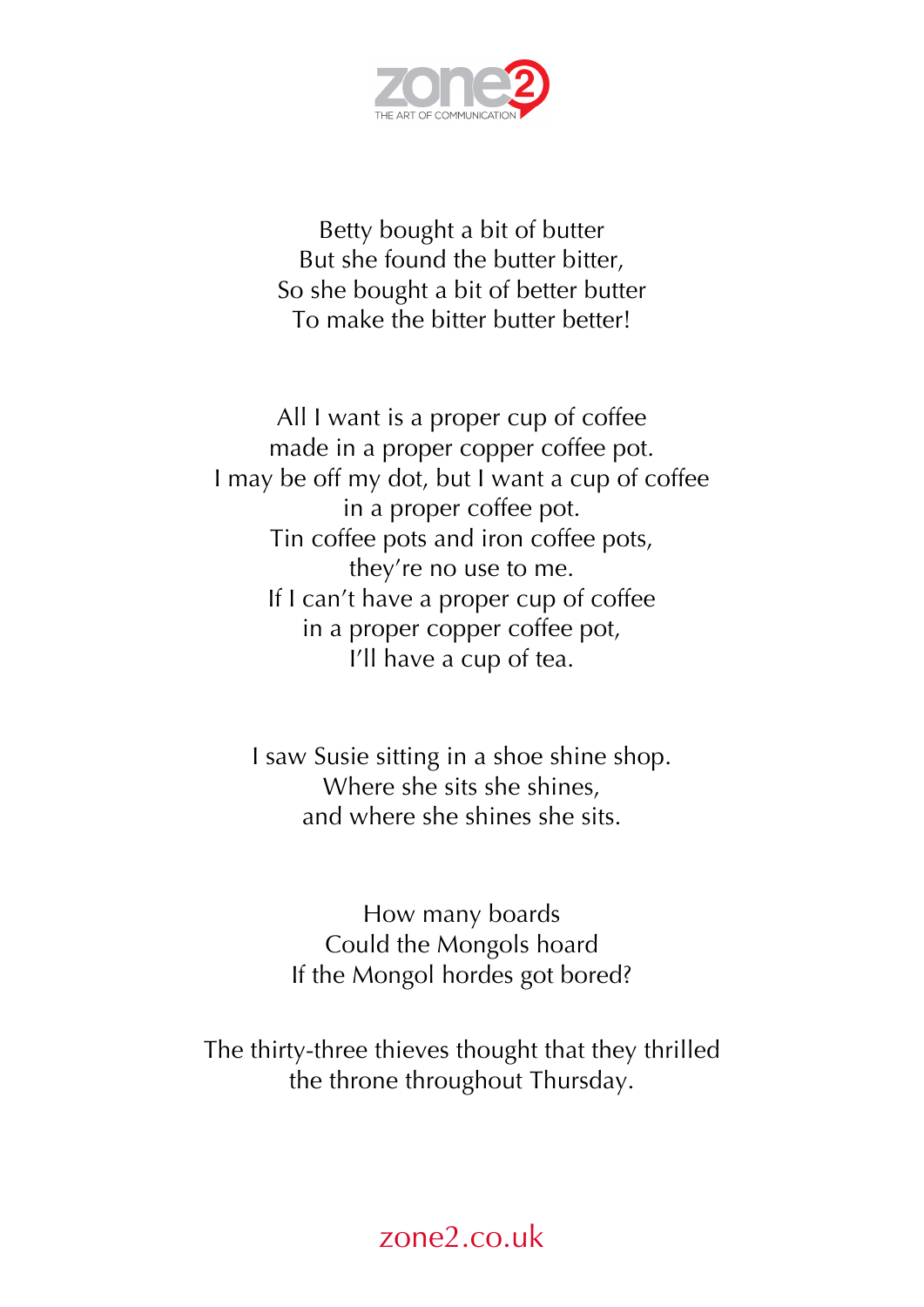Betty bought a bit of butter
But she found the butter bitter,
So she bought a bit of better butter
To make the bitter butter better!

All I want is a proper cup of coffee
made in a proper copper coffee pot.
I may be off my dot, but I want a cup of coffee
in a proper coffee pot.
Tin coffee pots and iron coffee pots,
they're no use to me.
If I can't have a proper cup of coffee
in a proper copper coffee pot,
I'll have a cup of tea.

I saw Susie sitting in a shoe shine shop.
Where she sits she shines,
and where she shines she sits.

How many boards
Could the Mongols hoard
If the Mongol hordes got bored?

The thirty-three thieves thought that they thrilled
the throne throughout Thursday.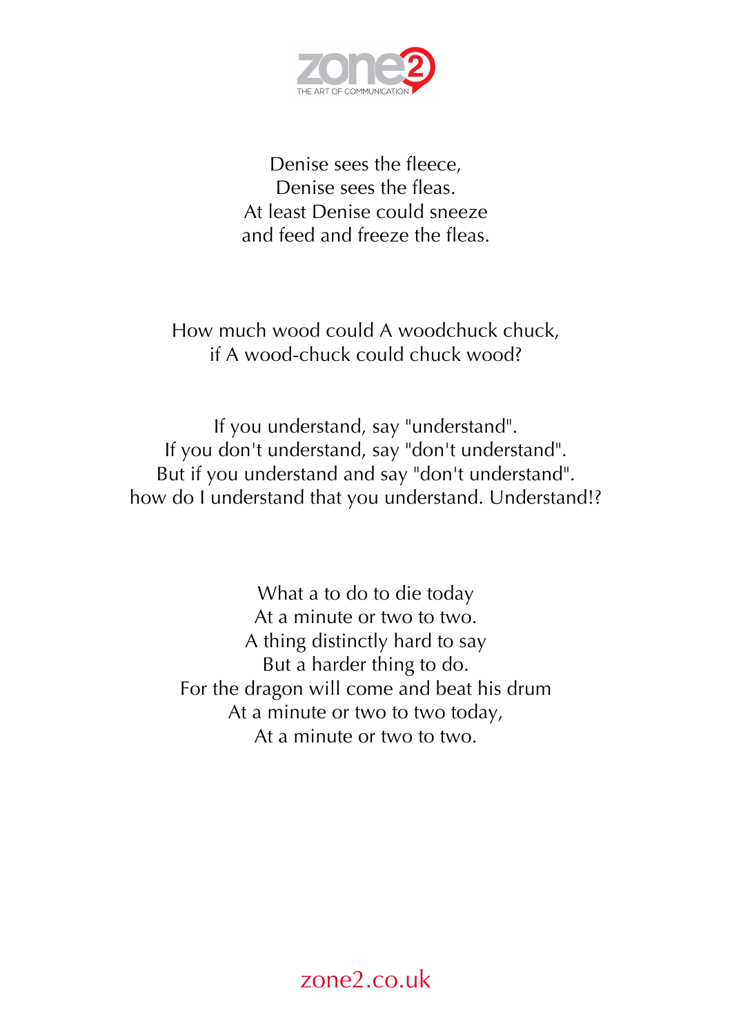Denise sees the fleece,  
Denise sees the fleas.  
At least Denise could sneeze  
and feed and freeze the fleas.

How much wood could A woodchuck chuck,  
if A wood-chuck could chuck wood?

If you understand, say "understand".  
If you don't understand, say "don't understand".  
But if you understand and say "don't understand".  
how do I understand that you understand. Understand!?

What a to do to die today  
At a minute or two to two.  
A thing distinctly hard to say  
But a harder thing to do.  
For the dragon will come and beat his drum  
At a minute or two to two today,  
At a minute or two to two.